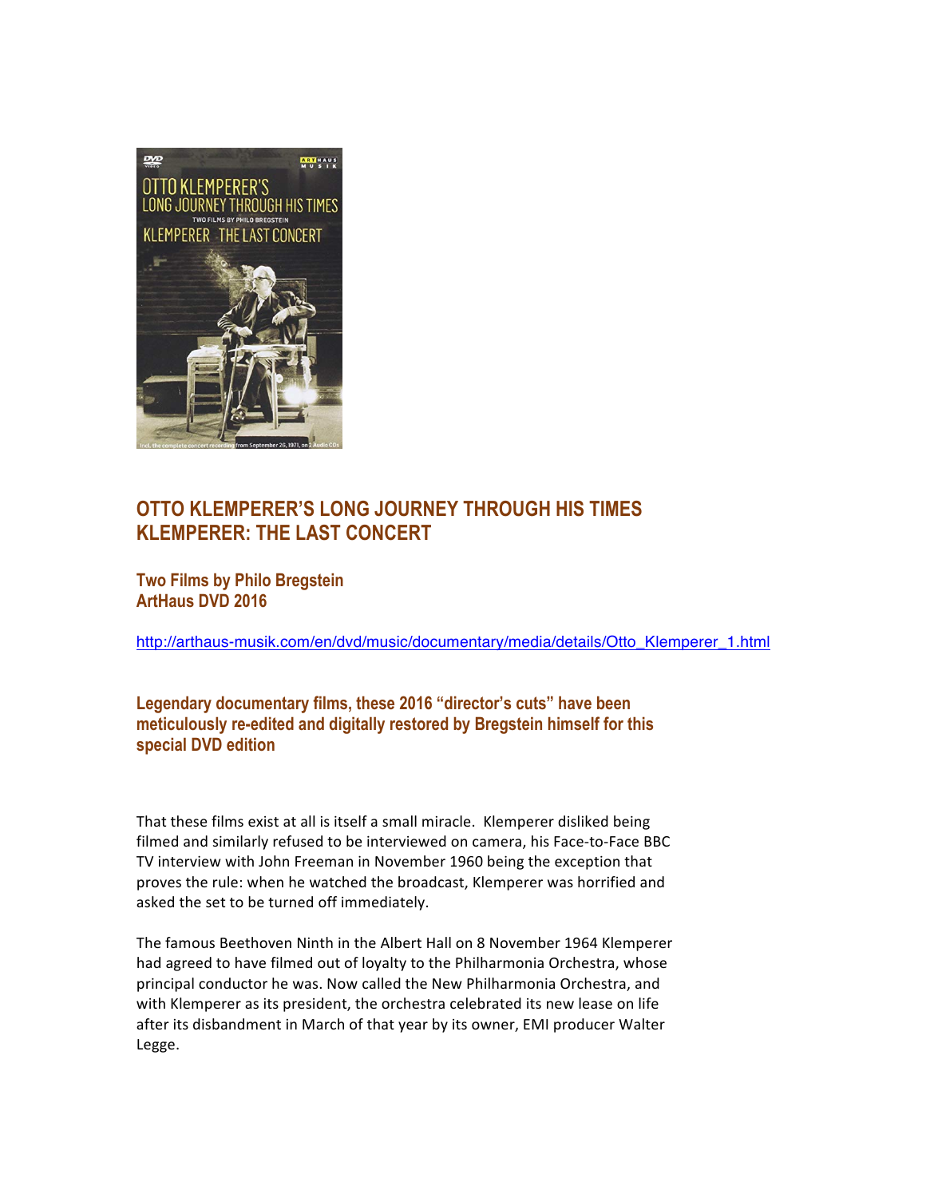## OTTO KLEMPERER'S LONG JOURNEY THROUGH HIS TIMES
## KLEMPERER: THE LAST CONCERT

### Two Films by Philo Bregstein
### ArtHaus DVD 2016

http://arthaus-musik.com/en/dvd/music/documentary/media/details/Otto_Klemperer_1.html

### Legendary documentary films, these 2016 "director's cuts" have been meticulously re-edited and digitally restored by Bregstein himself for this special DVD edition

That these films exist at all is itself a small miracle. Klemperer disliked being filmed and similarly refused to be interviewed on camera, his Face-to-Face BBC TV interview with John Freeman in November 1960 being the exception that proves the rule: when he watched the broadcast, Klemperer was horrified and asked the set to be turned off immediately.

The famous Beethoven Ninth in the Albert Hall on 8 November 1964 Klemperer had agreed to have filmed out of loyalty to the Philharmonia Orchestra, whose principal conductor he was. Now called the New Philharmonia Orchestra, and with Klemperer as its president, the orchestra celebrated its new lease on life after its disbandment in March of that year by its owner, EMI producer Walter Legge.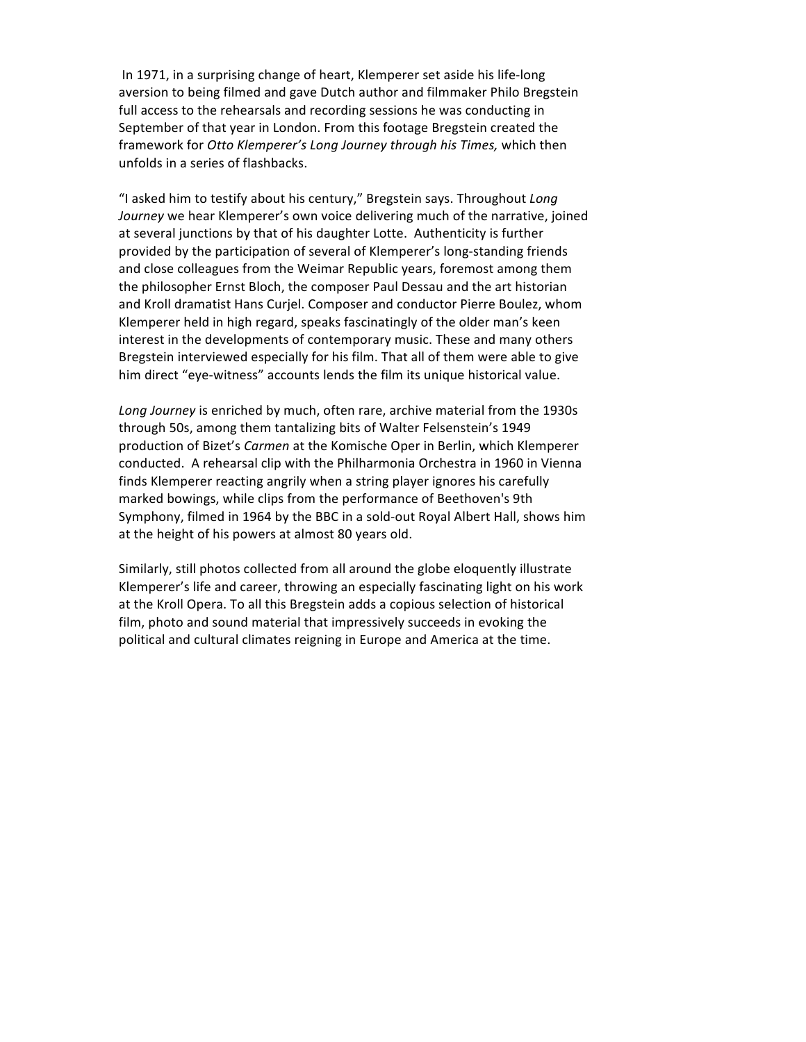In 1971, in a surprising change of heart, Klemperer set aside his life-long aversion to being filmed and gave Dutch author and filmmaker Philo Bregstein full access to the rehearsals and recording sessions he was conducting in September of that year in London. From this footage Bregstein created the framework for *Otto Klemperer's Long Journey through his Times,* which then unfolds in a series of flashbacks.

"I asked him to testify about his century," Bregstein says. Throughout *Long Journey* we hear Klemperer's own voice delivering much of the narrative, joined at several junctions by that of his daughter Lotte. Authenticity is further provided by the participation of several of Klemperer's long-standing friends and close colleagues from the Weimar Republic years, foremost among them the philosopher Ernst Bloch, the composer Paul Dessau and the art historian and Kroll dramatist Hans Curjel. Composer and conductor Pierre Boulez, whom Klemperer held in high regard, speaks fascinatingly of the older man's keen interest in the developments of contemporary music. These and many others Bregstein interviewed especially for his film. That all of them were able to give him direct "eye-witness" accounts lends the film its unique historical value.

*Long Journey* is enriched by much, often rare, archive material from the 1930s through 50s, among them tantalizing bits of Walter Felsenstein's 1949 production of Bizet's *Carmen* at the Komische Oper in Berlin, which Klemperer conducted. A rehearsal clip with the Philharmonia Orchestra in 1960 in Vienna finds Klemperer reacting angrily when a string player ignores his carefully marked bowings, while clips from the performance of Beethoven's 9th Symphony, filmed in 1964 by the BBC in a sold-out Royal Albert Hall, shows him at the height of his powers at almost 80 years old.

Similarly, still photos collected from all around the globe eloquently illustrate Klemperer's life and career, throwing an especially fascinating light on his work at the Kroll Opera. To all this Bregstein adds a copious selection of historical film, photo and sound material that impressively succeeds in evoking the political and cultural climates reigning in Europe and America at the time.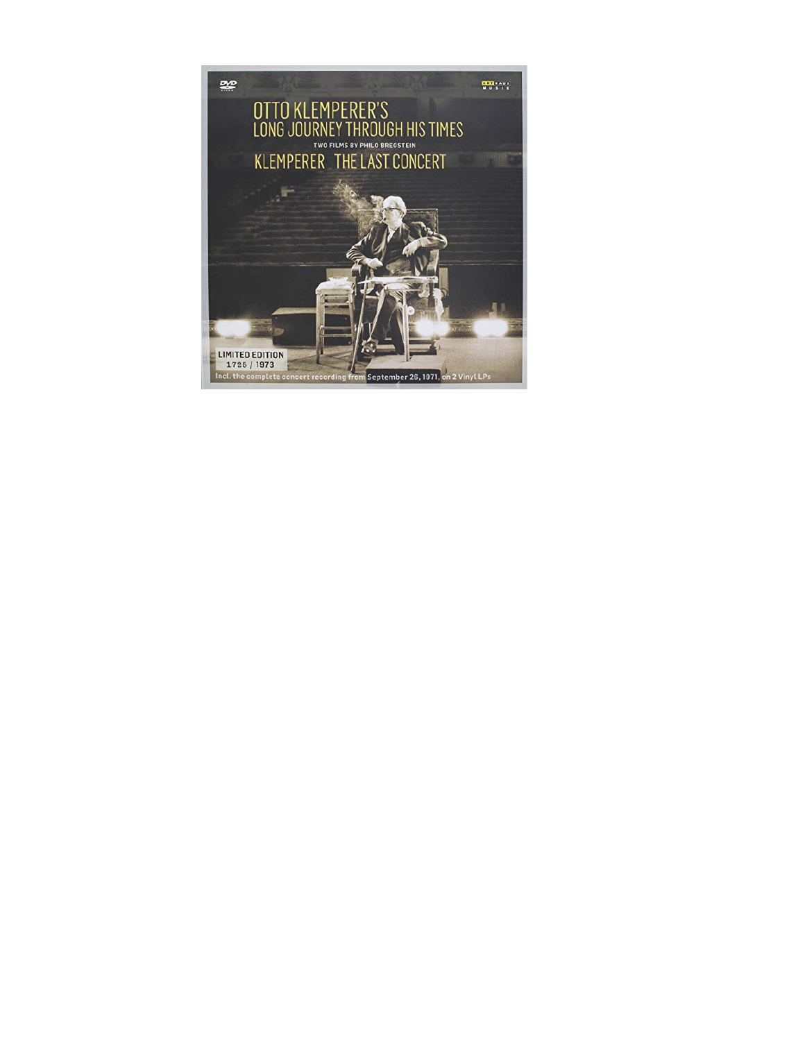OTTO KLEMPERER'S
LONG JOURNEY THROUGH HIS TIMES

TWO FILMS BY PHILO BREGSTEIN

KLEMPERER THE LAST CONCERT

LIMITED EDITION
1725 / 1973

Incl. the complete concert recording from September 26, 1971, on 2 Vinyl LPs